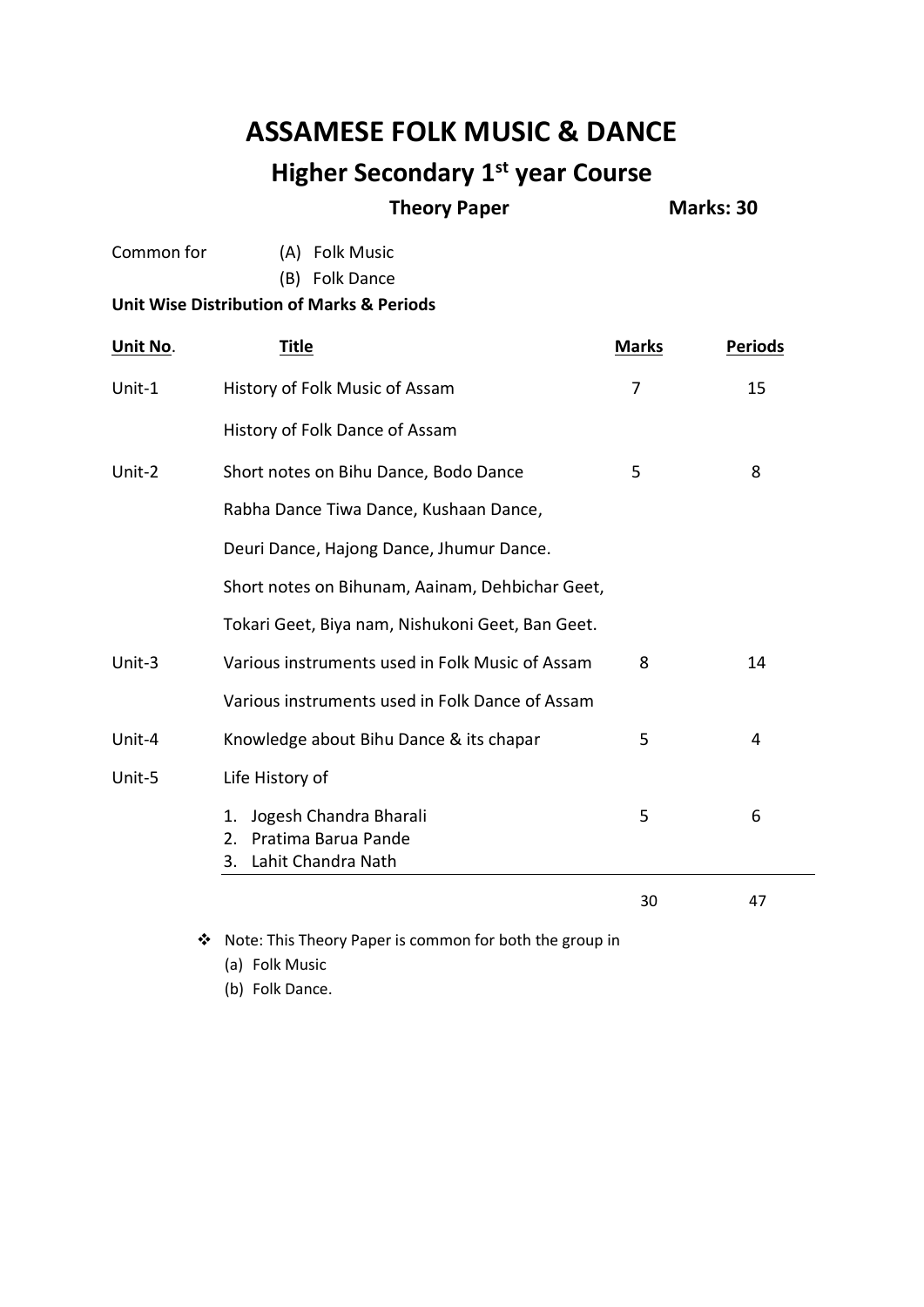# ASSAMESE FOLK MUSIC & DANCE

## Higher Secondary 1st year Course

**Theory Paper** **Marks: 30**

Common for (A) Folk Music
(B) Folk Dance

**Unit Wise Distribution of Marks & Periods**

| Unit No. | Title | Marks | Periods |
|---|---|---|---|
| Unit-1 | History of Folk Music of Assam | 7 | 15 |
| | History of Folk Dance of Assam | | |
| Unit-2 | Short notes on Bihu Dance, Bodo Dance | 5 | 8 |
| | Rabha Dance Tiwa Dance, Kushaan Dance, | | |
| | Deuri Dance, Hajong Dance, Jhumur Dance. | | |
| | Short notes on Bihunam, Aainam, Dehbichar Geet, | | |
| | Tokari Geet, Biya nam, Nishukoni Geet, Ban Geet. | | |
| Unit-3 | Various instruments used in Folk Music of Assam | 8 | 14 |
| | Various instruments used in Folk Dance of Assam | | |
| Unit-4 | Knowledge about Bihu Dance & its chapar | 5 | 4 |
| Unit-5 | Life History of | | |
| | 1. Jogesh Chandra Bharali<br>2. Pratima Barua Pande<br>3. Lahit Chandra Nath | 5 | 6 |
| | | 30 | 47 |

- Note: This Theory Paper is common for both the group in
  (a) Folk Music
  (b) Folk Dance.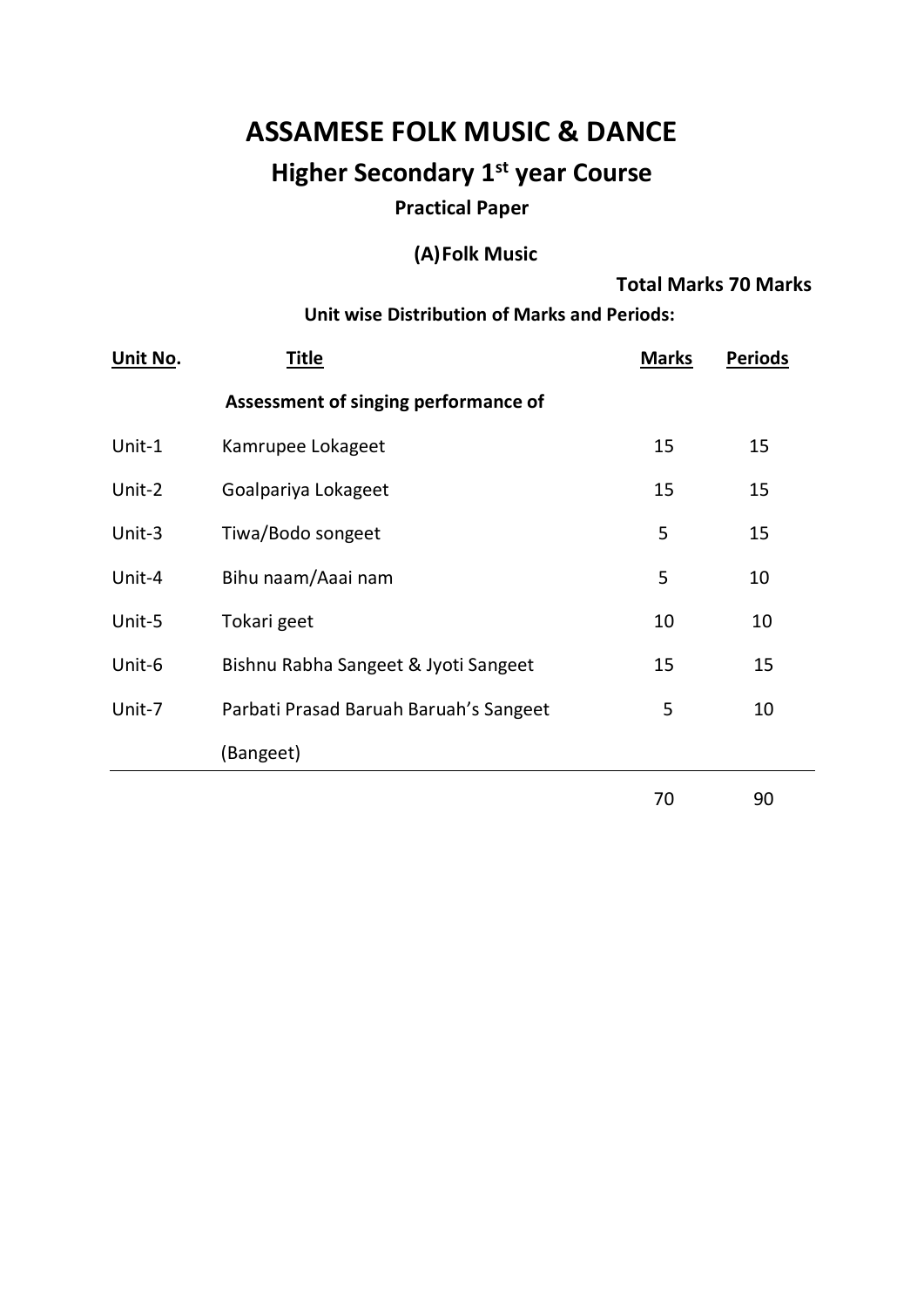# ASSAMESE FOLK MUSIC & DANCE

## Higher Secondary 1st year Course

### Practical Paper

### (A) Folk Music

**Total Marks 70 Marks**

**Unit wise Distribution of Marks and Periods:**

| Unit No. | Title | Marks | Periods |
|---|---|---|---|
| | **Assessment of singing performance of** | | |
| Unit-1 | Kamrupee Lokageet | 15 | 15 |
| Unit-2 | Goalpariya Lokageet | 15 | 15 |
| Unit-3 | Tiwa/Bodo songeet | 5 | 15 |
| Unit-4 | Bihu naam/Aaai nam | 5 | 10 |
| Unit-5 | Tokari geet | 10 | 10 |
| Unit-6 | Bishnu Rabha Sangeet & Jyoti Sangeet | 15 | 15 |
| Unit-7 | Parbati Prasad Baruah Baruah's Sangeet (Bangeet) | 5 | 10 |
| | | 70 | 90 |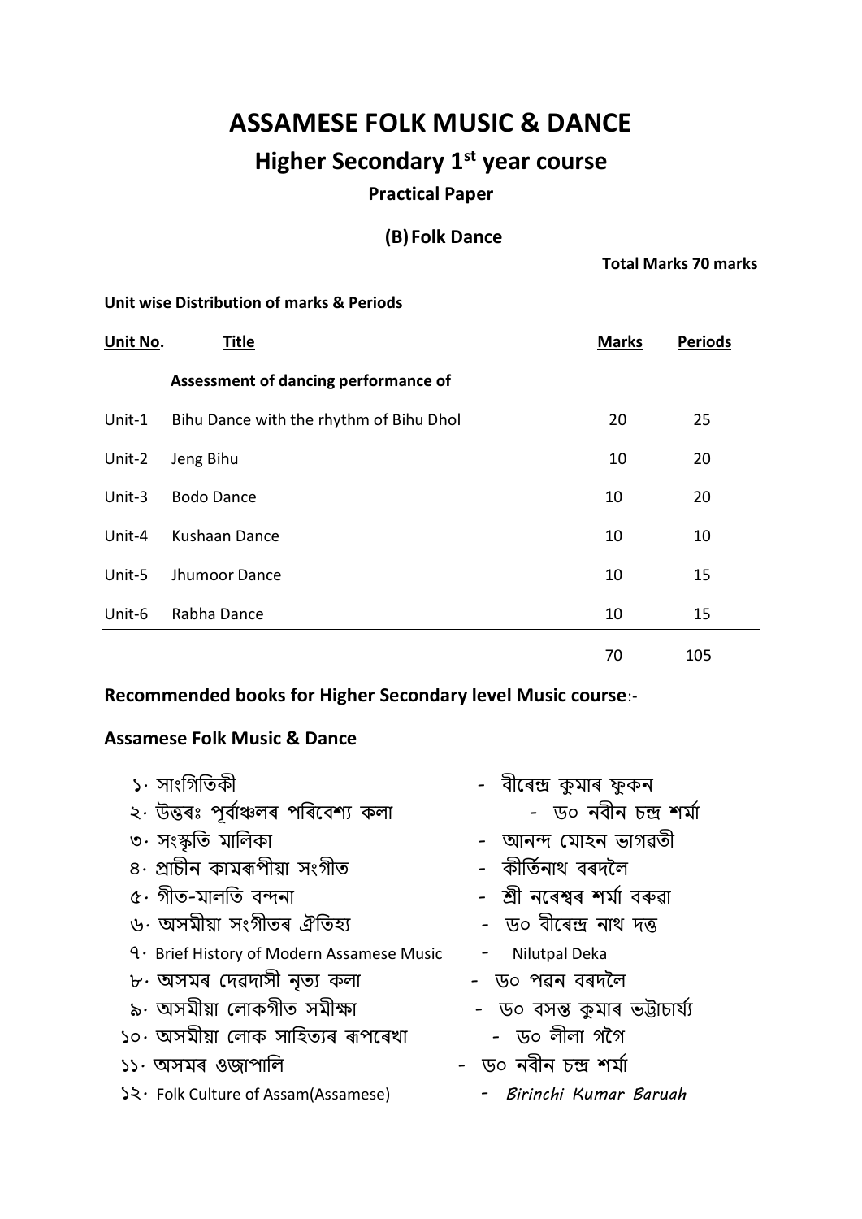# ASSAMESE FOLK MUSIC & DANCE

## Higher Secondary 1st year course

### Practical Paper

### (B) Folk Dance

**Total Marks 70 marks**

**Unit wise Distribution of marks & Periods**

| Unit No. | Title | Marks | Periods |
|---|---|---|---|
| | **Assessment of dancing performance of** | | |
| Unit-1 | Bihu Dance with the rhythm of Bihu Dhol | 20 | 25 |
| Unit-2 | Jeng Bihu | 10 | 20 |
| Unit-3 | Bodo Dance | 10 | 20 |
| Unit-4 | Kushaan Dance | 10 | 10 |
| Unit-5 | Jhumoor Dance | 10 | 15 |
| Unit-6 | Rabha Dance | 10 | 15 |
| | | 70 | 105 |

**Recommended books for Higher Secondary level Music course**:-

**Assamese Folk Music & Dance**

১· সাংগিতিকী - বীৰেন্দ্ৰ কুমাৰ ফুকন
২· উত্তৰঃ পূৰ্বাঞ্চলৰ পৰিবেশ্য কলা - ড০ নবীন চন্দ্ৰ শৰ্মা
৩· সংস্কৃতি মালিকা - আনন্দ মোহন ভাগৱতী
৪· প্ৰাচীন কামৰূপীয়া সংগীত - কীৰ্তিনাথ বৰদলৈ
৫· গীত-মালতি বন্দনা - শ্ৰী নৰেশ্বৰ শৰ্মা বৰুৱা
৬· অসমীয়া সংগীতৰ ঐতিহ্য - ড০ বীৰেন্দ্ৰ নাথ দত্ত
৭· Brief History of Modern Assamese Music - Nilutpal Deka
৮· অসমৰ দেৱদাসী নৃত্য কলা - ড০ পৱন বৰদলৈ
৯· অসমীয়া লোকগীত সমীক্ষা - ড০ বসন্ত কুমাৰ ভট্টাচাৰ্য্য
১০· অসমীয়া লোক সাহিত্যৰ ৰূপৰেখা - ড০ লীলা গগৈ
১১· অসমৰ ওজাপালি - ড০ নবীন চন্দ্ৰ শৰ্মা
১২· Folk Culture of Assam(Assamese) - *Birinchi Kumar Baruah*